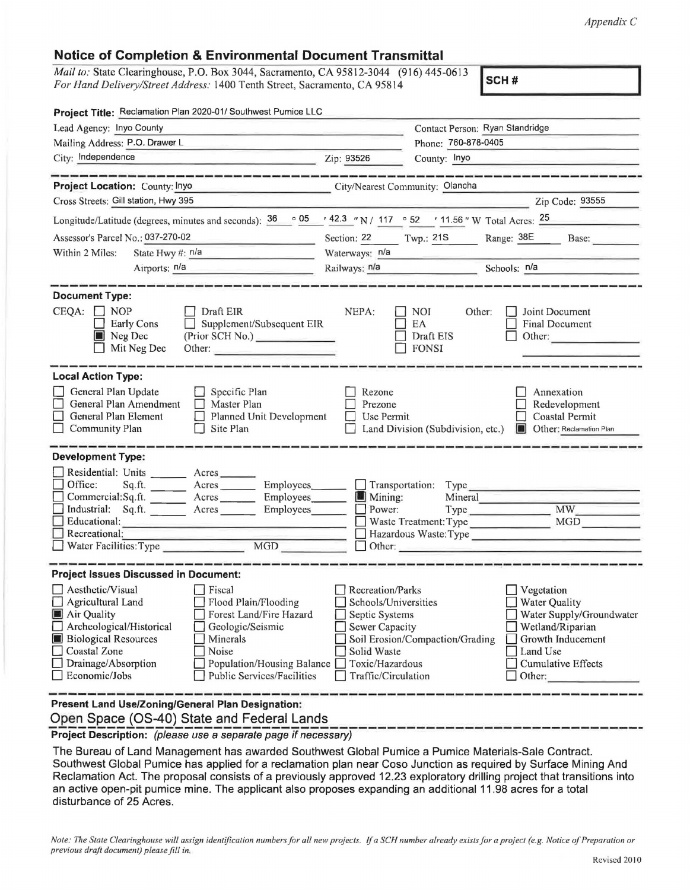## Notice of Completion & Environmental Document Transmittal

*Mail to:* State Clearinghouse, P.O. Box 3044, Sacramento, CA 95812-3044 (916) 445-0613
*For Hand Delivery/Street Address:* 1400 Tenth Street, Sacramento, CA 95814

**SCH #**

**Project Title:** Reclamation Plan 2020-01/ Southwest Pumice LLC

Lead Agency: Inyo County
Contact Person: Ryan Standridge
Mailing Address: P.O. Drawer L
Phone: 760-878-0405
City: Independence
Zip: 93526
County: Inyo

---

**Project Location:** County: Inyo
City/Nearest Community: Olancha
Cross Streets: Gill station, Hwy 395
Zip Code: 93555
Longitude/Latitude (degrees, minutes and seconds): 36 ° 05 ′ 42.3 ″ N / 117 ° 52 ′ 11.56 ″ W Total Acres: 25
Assessor's Parcel No.: 037-270-02
Section: 22 Twp.: 21S Range: 38E Base:
Within 2 Miles: State Hwy #: n/a
Waterways: n/a
Airports: n/a
Railways: n/a
Schools: n/a

---

**Document Type:**

CEQA:
- ☐ NOP
- ☐ Early Cons
- ■ Neg Dec
- ☐ Mit Neg Dec
- ☐ Draft EIR
- ☐ Supplement/Subsequent EIR (Prior SCH No.)
- Other:

NEPA:
- ☐ NOI
- ☐ EA
- ☐ Draft EIS
- ☐ FONSI

Other:
- ☐ Joint Document
- ☐ Final Document
- ☐ Other:

---

**Local Action Type:**

- ☐ General Plan Update
- ☐ General Plan Amendment
- ☐ General Plan Element
- ☐ Community Plan
- ☐ Specific Plan
- ☐ Master Plan
- ☐ Planned Unit Development
- ☐ Site Plan
- ☐ Rezone
- ☐ Prezone
- ☐ Use Permit
- ☐ Land Division (Subdivision, etc.)
- ☐ Annexation
- ☐ Redevelopment
- ☐ Coastal Permit
- ■ Other: Reclamation Plan

---

**Development Type:**

- ☐ Residential: Units ______ Acres ______
- ☐ Office: Sq.ft. ______ Acres ______ Employees ______
- ☐ Commercial: Sq.ft. ______ Acres ______ Employees ______
- ☐ Industrial: Sq.ft. ______ Acres ______ Employees ______
- ☐ Educational:
- ☐ Recreational:
- ☐ Water Facilities: Type ______ MGD ______
- ☐ Transportation: Type
- ■ Mining: Mineral
- ☐ Power: Type ______ MW ______
- ☐ Waste Treatment: Type ______ MGD ______
- ☐ Hazardous Waste: Type
- ☐ Other:

---

**Project Issues Discussed in Document:**

- ☐ Aesthetic/Visual
- ☐ Agricultural Land
- ■ Air Quality
- ☐ Archeological/Historical
- ■ Biological Resources
- ☐ Coastal Zone
- ☐ Drainage/Absorption
- ☐ Economic/Jobs
- ☐ Fiscal
- ☐ Flood Plain/Flooding
- ☐ Forest Land/Fire Hazard
- ☐ Geologic/Seismic
- ☐ Minerals
- ☐ Noise
- ☐ Population/Housing Balance
- ☐ Public Services/Facilities
- ☐ Recreation/Parks
- ☐ Schools/Universities
- ☐ Septic Systems
- ☐ Sewer Capacity
- ☐ Soil Erosion/Compaction/Grading
- ☐ Solid Waste
- ☐ Toxic/Hazardous
- ☐ Traffic/Circulation
- ☐ Vegetation
- ☐ Water Quality
- ☐ Water Supply/Groundwater
- ☐ Wetland/Riparian
- ☐ Growth Inducement
- ☐ Land Use
- ☐ Cumulative Effects
- ☐ Other:

---

**Present Land Use/Zoning/General Plan Designation:**
Open Space (OS-40) State and Federal Lands

---

**Project Description:** *(please use a separate page if necessary)*

The Bureau of Land Management has awarded Southwest Global Pumice a Pumice Materials-Sale Contract. Southwest Global Pumice has applied for a reclamation plan near Coso Junction as required by Surface Mining And Reclamation Act. The proposal consists of a previously approved 12.23 exploratory drilling project that transitions into an active open-pit pumice mine. The applicant also proposes expanding an additional 11.98 acres for a total disturbance of 25 Acres.

*Note: The State Clearinghouse will assign identification numbers for all new projects. If a SCH number already exists for a project (e.g. Notice of Preparation or previous draft document) please fill in.*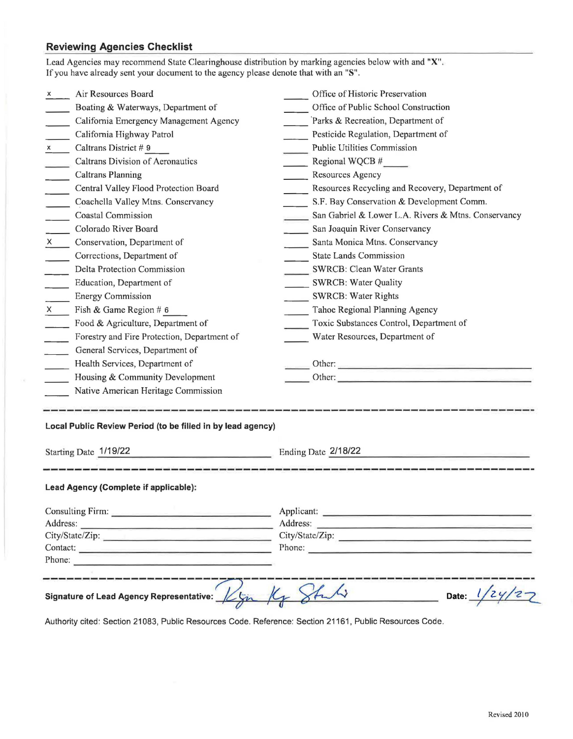## Reviewing Agencies Checklist

Lead Agencies may recommend State Clearinghouse distribution by marking agencies below with and "X".
If you have already sent your document to the agency please denote that with an "S".

| | | | |
|---|---|---|---|
| x | Air Resources Board | | Office of Historic Preservation |
| | Boating & Waterways, Department of | | Office of Public School Construction |
| | California Emergency Management Agency | | Parks & Recreation, Department of |
| | California Highway Patrol | | Pesticide Regulation, Department of |
| x | Caltrans District # 9 | | Public Utilities Commission |
| | Caltrans Division of Aeronautics | | Regional WQCB # |
| | Caltrans Planning | | Resources Agency |
| | Central Valley Flood Protection Board | | Resources Recycling and Recovery, Department of |
| | Coachella Valley Mtns. Conservancy | | S.F. Bay Conservation & Development Comm. |
| | Coastal Commission | | San Gabriel & Lower L.A. Rivers & Mtns. Conservancy |
| | Colorado River Board | | San Joaquin River Conservancy |
| X | Conservation, Department of | | Santa Monica Mtns. Conservancy |
| | Corrections, Department of | | State Lands Commission |
| | Delta Protection Commission | | SWRCB: Clean Water Grants |
| | Education, Department of | | SWRCB: Water Quality |
| | Energy Commission | | SWRCB: Water Rights |
| X | Fish & Game Region # 6 | | Tahoe Regional Planning Agency |
| | Food & Agriculture, Department of | | Toxic Substances Control, Department of |
| | Forestry and Fire Protection, Department of | | Water Resources, Department of |
| | General Services, Department of | | |
| | Health Services, Department of | | Other: |
| | Housing & Community Development | | Other: |
| | Native American Heritage Commission | | |

---

**Local Public Review Period (to be filled in by lead agency)**

Starting Date 1/19/22 Ending Date 2/18/22

---

**Lead Agency (Complete if applicable):**

| | |
|---|---|
| Consulting Firm: | Applicant: |
| Address: | Address: |
| City/State/Zip: | City/State/Zip: |
| Contact: | Phone: |
| Phone: | |

---

**Signature of Lead Agency Representative:** [signature] **Date:** 1/24/22

Authority cited: Section 21083, Public Resources Code. Reference: Section 21161, Public Resources Code.

Revised 2010